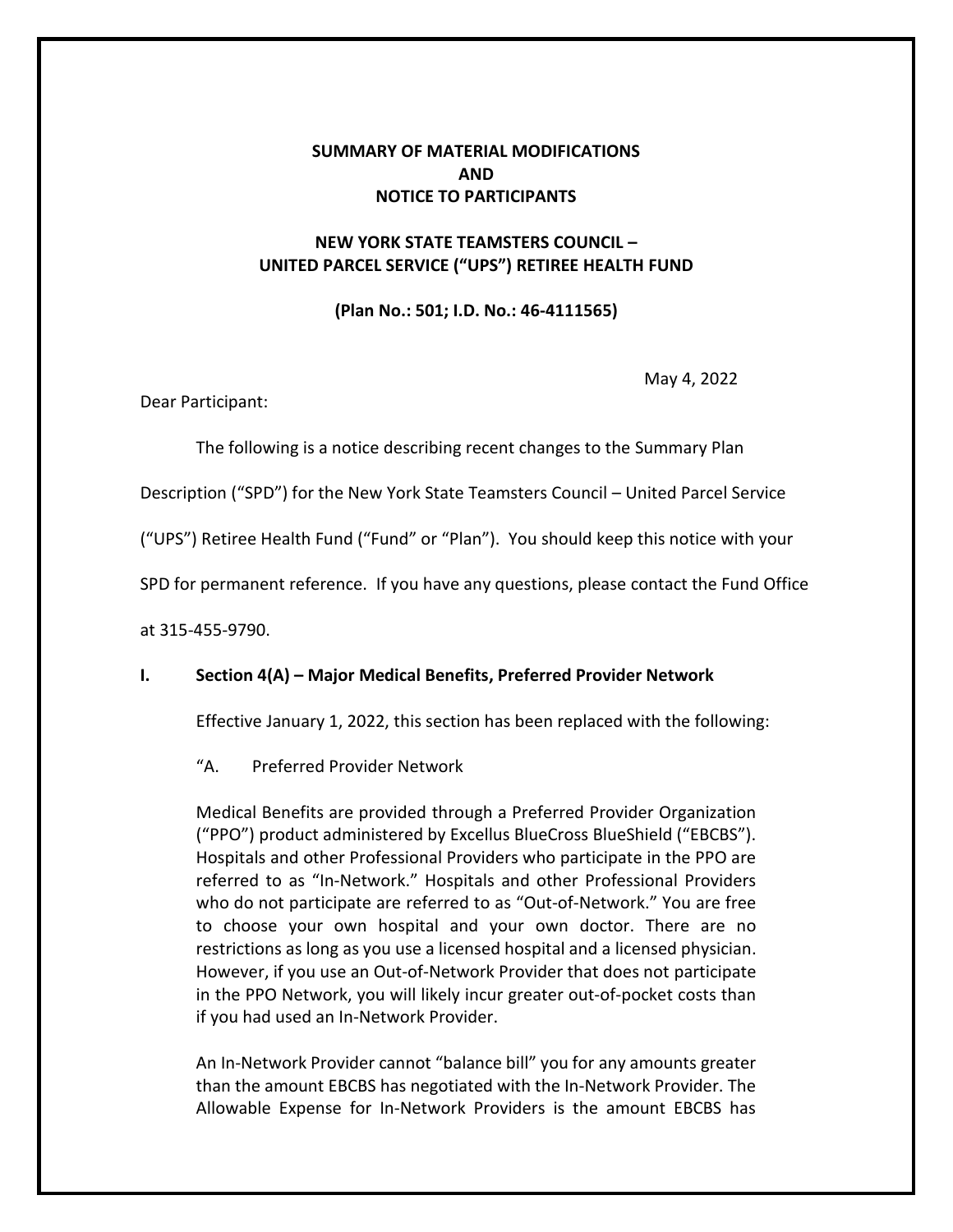**SUMMARY OF MATERIAL MODIFICATIONS**
**AND**
**NOTICE TO PARTICIPANTS**

**NEW YORK STATE TEAMSTERS COUNCIL –**
**UNITED PARCEL SERVICE ("UPS") RETIREE HEALTH FUND**

**(Plan No.: 501; I.D. No.: 46-4111565)**

May 4, 2022

Dear Participant:

The following is a notice describing recent changes to the Summary Plan Description ("SPD") for the New York State Teamsters Council – United Parcel Service ("UPS") Retiree Health Fund ("Fund" or "Plan"). You should keep this notice with your SPD for permanent reference. If you have any questions, please contact the Fund Office at 315-455-9790.

## I. Section 4(A) – Major Medical Benefits, Preferred Provider Network

Effective January 1, 2022, this section has been replaced with the following:

"A. Preferred Provider Network

Medical Benefits are provided through a Preferred Provider Organization ("PPO") product administered by Excellus BlueCross BlueShield ("EBCBS"). Hospitals and other Professional Providers who participate in the PPO are referred to as "In-Network." Hospitals and other Professional Providers who do not participate are referred to as "Out-of-Network." You are free to choose your own hospital and your own doctor. There are no restrictions as long as you use a licensed hospital and a licensed physician. However, if you use an Out-of-Network Provider that does not participate in the PPO Network, you will likely incur greater out-of-pocket costs than if you had used an In-Network Provider.

An In-Network Provider cannot "balance bill" you for any amounts greater than the amount EBCBS has negotiated with the In-Network Provider. The Allowable Expense for In-Network Providers is the amount EBCBS has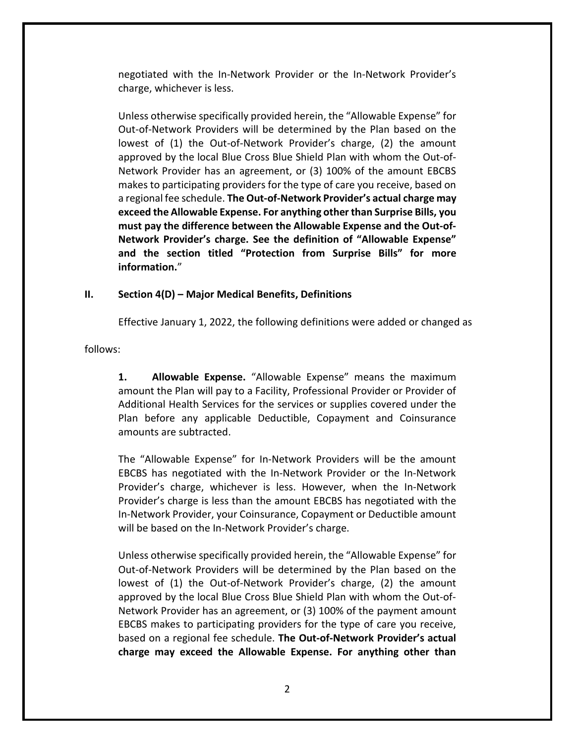negotiated with the In-Network Provider or the In-Network Provider's charge, whichever is less.

Unless otherwise specifically provided herein, the "Allowable Expense" for Out-of-Network Providers will be determined by the Plan based on the lowest of (1) the Out-of-Network Provider's charge, (2) the amount approved by the local Blue Cross Blue Shield Plan with whom the Out-of-Network Provider has an agreement, or (3) 100% of the amount EBCBS makes to participating providers for the type of care you receive, based on a regional fee schedule. **The Out-of-Network Provider's actual charge may exceed the Allowable Expense. For anything other than Surprise Bills, you must pay the difference between the Allowable Expense and the Out-of-Network Provider's charge. See the definition of "Allowable Expense" and the section titled "Protection from Surprise Bills" for more information.**"

## II. Section 4(D) – Major Medical Benefits, Definitions

Effective January 1, 2022, the following definitions were added or changed as follows:

**1. Allowable Expense.** "Allowable Expense" means the maximum amount the Plan will pay to a Facility, Professional Provider or Provider of Additional Health Services for the services or supplies covered under the Plan before any applicable Deductible, Copayment and Coinsurance amounts are subtracted.

The "Allowable Expense" for In-Network Providers will be the amount EBCBS has negotiated with the In-Network Provider or the In-Network Provider's charge, whichever is less. However, when the In-Network Provider's charge is less than the amount EBCBS has negotiated with the In-Network Provider, your Coinsurance, Copayment or Deductible amount will be based on the In-Network Provider's charge.

Unless otherwise specifically provided herein, the "Allowable Expense" for Out-of-Network Providers will be determined by the Plan based on the lowest of (1) the Out-of-Network Provider's charge, (2) the amount approved by the local Blue Cross Blue Shield Plan with whom the Out-of-Network Provider has an agreement, or (3) 100% of the payment amount EBCBS makes to participating providers for the type of care you receive, based on a regional fee schedule. **The Out-of-Network Provider's actual charge may exceed the Allowable Expense. For anything other than**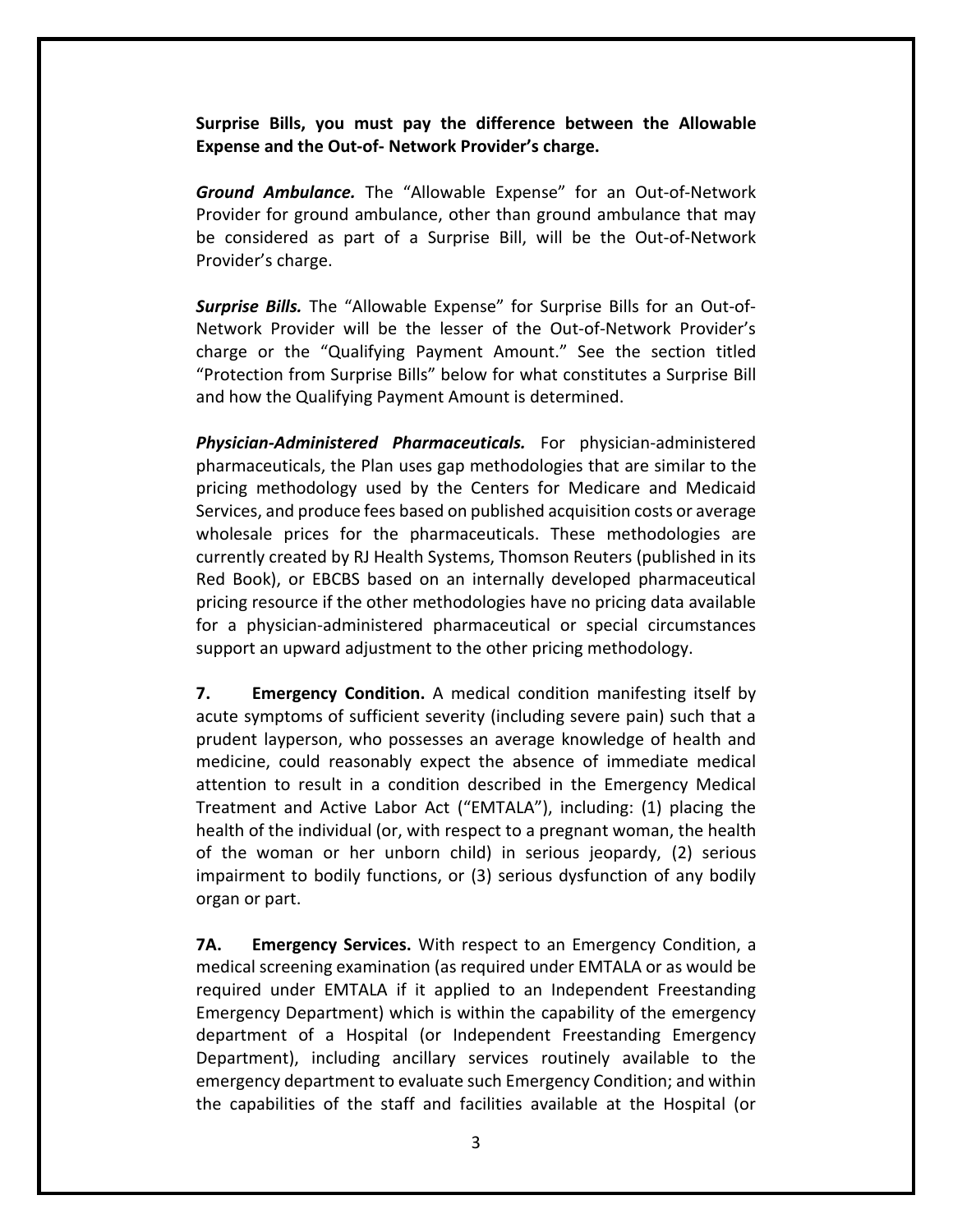**Surprise Bills, you must pay the difference between the Allowable Expense and the Out-of- Network Provider's charge.**

***Ground Ambulance.*** The "Allowable Expense" for an Out-of-Network Provider for ground ambulance, other than ground ambulance that may be considered as part of a Surprise Bill, will be the Out-of-Network Provider's charge.

***Surprise Bills.*** The "Allowable Expense" for Surprise Bills for an Out-of-Network Provider will be the lesser of the Out-of-Network Provider's charge or the "Qualifying Payment Amount." See the section titled "Protection from Surprise Bills" below for what constitutes a Surprise Bill and how the Qualifying Payment Amount is determined.

***Physician-Administered Pharmaceuticals.*** For physician-administered pharmaceuticals, the Plan uses gap methodologies that are similar to the pricing methodology used by the Centers for Medicare and Medicaid Services, and produce fees based on published acquisition costs or average wholesale prices for the pharmaceuticals. These methodologies are currently created by RJ Health Systems, Thomson Reuters (published in its Red Book), or EBCBS based on an internally developed pharmaceutical pricing resource if the other methodologies have no pricing data available for a physician-administered pharmaceutical or special circumstances support an upward adjustment to the other pricing methodology.

**7. Emergency Condition.** A medical condition manifesting itself by acute symptoms of sufficient severity (including severe pain) such that a prudent layperson, who possesses an average knowledge of health and medicine, could reasonably expect the absence of immediate medical attention to result in a condition described in the Emergency Medical Treatment and Active Labor Act ("EMTALA"), including: (1) placing the health of the individual (or, with respect to a pregnant woman, the health of the woman or her unborn child) in serious jeopardy, (2) serious impairment to bodily functions, or (3) serious dysfunction of any bodily organ or part.

**7A. Emergency Services.** With respect to an Emergency Condition, a medical screening examination (as required under EMTALA or as would be required under EMTALA if it applied to an Independent Freestanding Emergency Department) which is within the capability of the emergency department of a Hospital (or Independent Freestanding Emergency Department), including ancillary services routinely available to the emergency department to evaluate such Emergency Condition; and within the capabilities of the staff and facilities available at the Hospital (or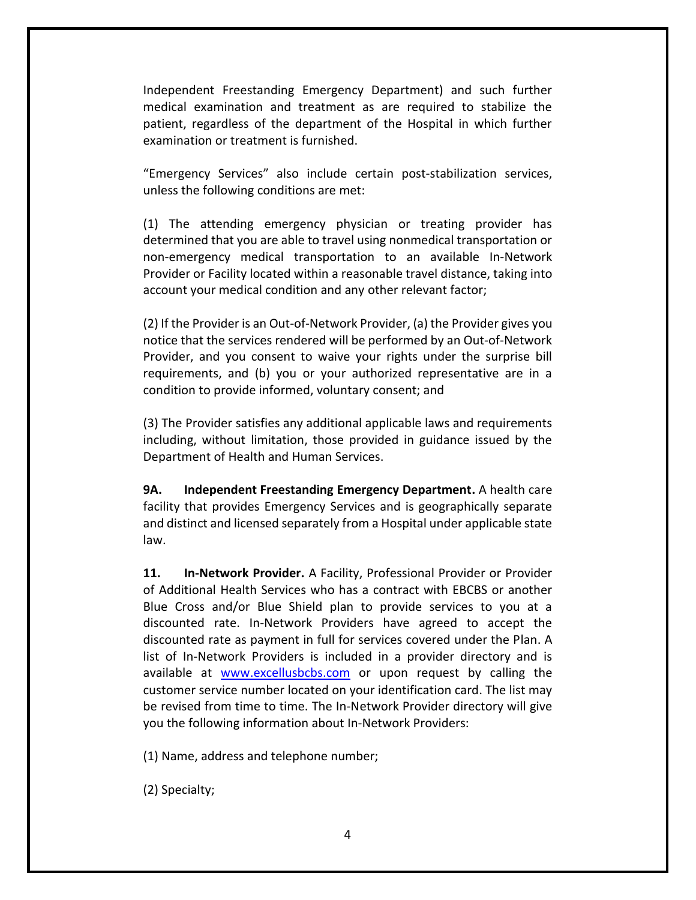Independent Freestanding Emergency Department) and such further medical examination and treatment as are required to stabilize the patient, regardless of the department of the Hospital in which further examination or treatment is furnished.

"Emergency Services" also include certain post-stabilization services, unless the following conditions are met:

(1) The attending emergency physician or treating provider has determined that you are able to travel using nonmedical transportation or non-emergency medical transportation to an available In-Network Provider or Facility located within a reasonable travel distance, taking into account your medical condition and any other relevant factor;

(2) If the Provider is an Out-of-Network Provider, (a) the Provider gives you notice that the services rendered will be performed by an Out-of-Network Provider, and you consent to waive your rights under the surprise bill requirements, and (b) you or your authorized representative are in a condition to provide informed, voluntary consent; and

(3) The Provider satisfies any additional applicable laws and requirements including, without limitation, those provided in guidance issued by the Department of Health and Human Services.

**9A. Independent Freestanding Emergency Department.** A health care facility that provides Emergency Services and is geographically separate and distinct and licensed separately from a Hospital under applicable state law.

**11. In-Network Provider.** A Facility, Professional Provider or Provider of Additional Health Services who has a contract with EBCBS or another Blue Cross and/or Blue Shield plan to provide services to you at a discounted rate. In-Network Providers have agreed to accept the discounted rate as payment in full for services covered under the Plan. A list of In-Network Providers is included in a provider directory and is available at [www.excellusbcbs.com](http://www.excellusbcbs.com) or upon request by calling the customer service number located on your identification card. The list may be revised from time to time. The In-Network Provider directory will give you the following information about In-Network Providers:

(1) Name, address and telephone number;

(2) Specialty;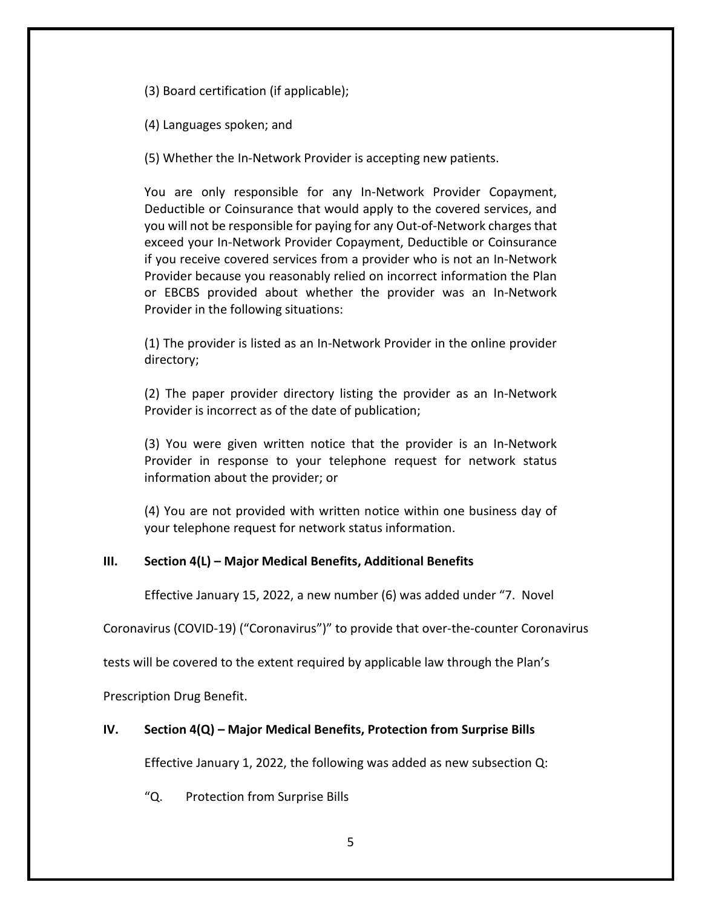(3) Board certification (if applicable);

(4) Languages spoken; and

(5) Whether the In-Network Provider is accepting new patients.

You are only responsible for any In-Network Provider Copayment, Deductible or Coinsurance that would apply to the covered services, and you will not be responsible for paying for any Out-of-Network charges that exceed your In-Network Provider Copayment, Deductible or Coinsurance if you receive covered services from a provider who is not an In-Network Provider because you reasonably relied on incorrect information the Plan or EBCBS provided about whether the provider was an In-Network Provider in the following situations:

(1) The provider is listed as an In-Network Provider in the online provider directory;

(2) The paper provider directory listing the provider as an In-Network Provider is incorrect as of the date of publication;

(3) You were given written notice that the provider is an In-Network Provider in response to your telephone request for network status information about the provider; or

(4) You are not provided with written notice within one business day of your telephone request for network status information.

## III. Section 4(L) – Major Medical Benefits, Additional Benefits

Effective January 15, 2022, a new number (6) was added under "7. Novel Coronavirus (COVID-19) ("Coronavirus")" to provide that over-the-counter Coronavirus tests will be covered to the extent required by applicable law through the Plan's Prescription Drug Benefit.

## IV. Section 4(Q) – Major Medical Benefits, Protection from Surprise Bills

Effective January 1, 2022, the following was added as new subsection Q:

"Q. Protection from Surprise Bills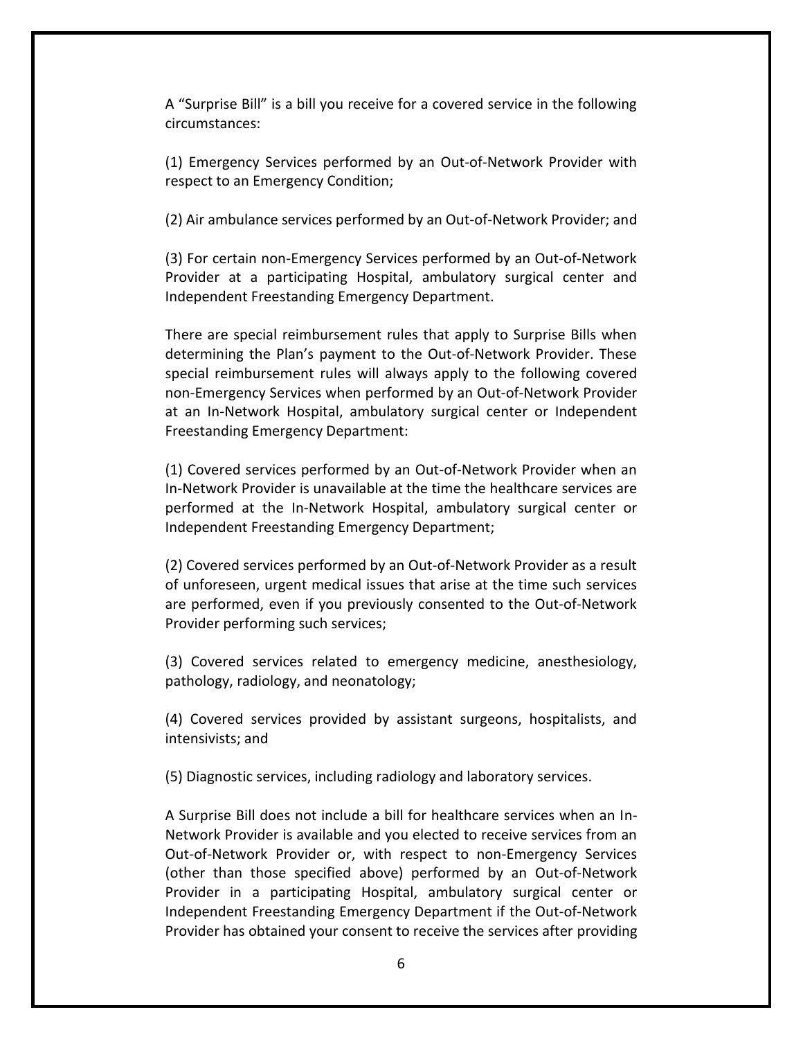A "Surprise Bill" is a bill you receive for a covered service in the following circumstances:

(1) Emergency Services performed by an Out-of-Network Provider with respect to an Emergency Condition;

(2) Air ambulance services performed by an Out-of-Network Provider; and

(3) For certain non-Emergency Services performed by an Out-of-Network Provider at a participating Hospital, ambulatory surgical center and Independent Freestanding Emergency Department.

There are special reimbursement rules that apply to Surprise Bills when determining the Plan's payment to the Out-of-Network Provider. These special reimbursement rules will always apply to the following covered non-Emergency Services when performed by an Out-of-Network Provider at an In-Network Hospital, ambulatory surgical center or Independent Freestanding Emergency Department:

(1) Covered services performed by an Out-of-Network Provider when an In-Network Provider is unavailable at the time the healthcare services are performed at the In-Network Hospital, ambulatory surgical center or Independent Freestanding Emergency Department;

(2) Covered services performed by an Out-of-Network Provider as a result of unforeseen, urgent medical issues that arise at the time such services are performed, even if you previously consented to the Out-of-Network Provider performing such services;

(3) Covered services related to emergency medicine, anesthesiology, pathology, radiology, and neonatology;

(4) Covered services provided by assistant surgeons, hospitalists, and intensivists; and

(5) Diagnostic services, including radiology and laboratory services.

A Surprise Bill does not include a bill for healthcare services when an In-Network Provider is available and you elected to receive services from an Out-of-Network Provider or, with respect to non-Emergency Services (other than those specified above) performed by an Out-of-Network Provider in a participating Hospital, ambulatory surgical center or Independent Freestanding Emergency Department if the Out-of-Network Provider has obtained your consent to receive the services after providing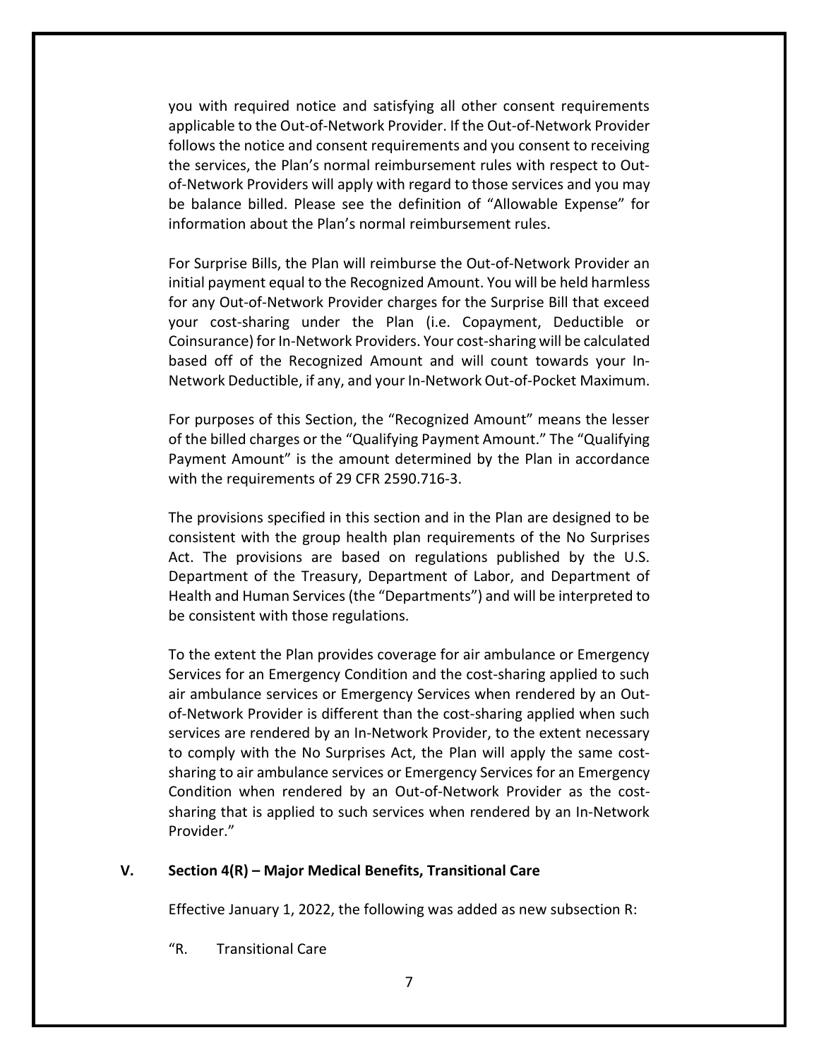you with required notice and satisfying all other consent requirements applicable to the Out-of-Network Provider. If the Out-of-Network Provider follows the notice and consent requirements and you consent to receiving the services, the Plan's normal reimbursement rules with respect to Out-of-Network Providers will apply with regard to those services and you may be balance billed. Please see the definition of "Allowable Expense" for information about the Plan's normal reimbursement rules.

For Surprise Bills, the Plan will reimburse the Out-of-Network Provider an initial payment equal to the Recognized Amount. You will be held harmless for any Out-of-Network Provider charges for the Surprise Bill that exceed your cost-sharing under the Plan (i.e. Copayment, Deductible or Coinsurance) for In-Network Providers. Your cost-sharing will be calculated based off of the Recognized Amount and will count towards your In-Network Deductible, if any, and your In-Network Out-of-Pocket Maximum.

For purposes of this Section, the "Recognized Amount" means the lesser of the billed charges or the "Qualifying Payment Amount." The "Qualifying Payment Amount" is the amount determined by the Plan in accordance with the requirements of 29 CFR 2590.716-3.

The provisions specified in this section and in the Plan are designed to be consistent with the group health plan requirements of the No Surprises Act. The provisions are based on regulations published by the U.S. Department of the Treasury, Department of Labor, and Department of Health and Human Services (the "Departments") and will be interpreted to be consistent with those regulations.

To the extent the Plan provides coverage for air ambulance or Emergency Services for an Emergency Condition and the cost-sharing applied to such air ambulance services or Emergency Services when rendered by an Out-of-Network Provider is different than the cost-sharing applied when such services are rendered by an In-Network Provider, to the extent necessary to comply with the No Surprises Act, the Plan will apply the same cost-sharing to air ambulance services or Emergency Services for an Emergency Condition when rendered by an Out-of-Network Provider as the cost-sharing that is applied to such services when rendered by an In-Network Provider."

## V. Section 4(R) – Major Medical Benefits, Transitional Care

Effective January 1, 2022, the following was added as new subsection R:

"R. Transitional Care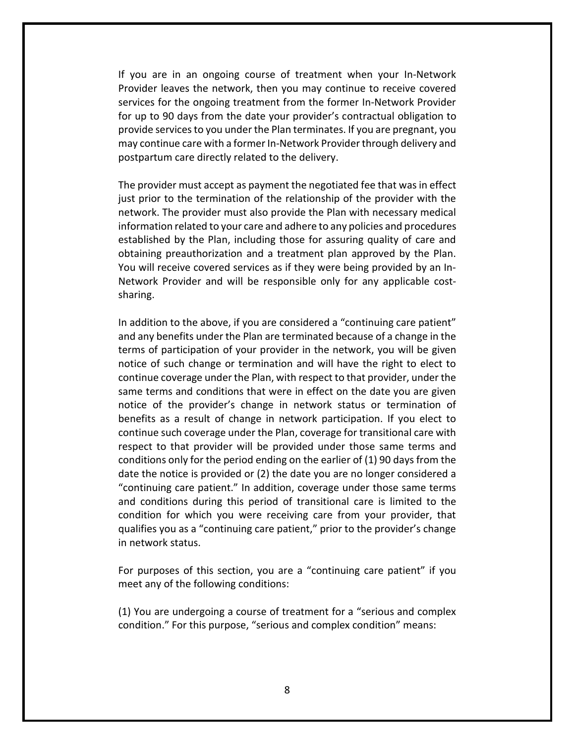If you are in an ongoing course of treatment when your In-Network Provider leaves the network, then you may continue to receive covered services for the ongoing treatment from the former In-Network Provider for up to 90 days from the date your provider's contractual obligation to provide services to you under the Plan terminates. If you are pregnant, you may continue care with a former In-Network Provider through delivery and postpartum care directly related to the delivery.

The provider must accept as payment the negotiated fee that was in effect just prior to the termination of the relationship of the provider with the network. The provider must also provide the Plan with necessary medical information related to your care and adhere to any policies and procedures established by the Plan, including those for assuring quality of care and obtaining preauthorization and a treatment plan approved by the Plan. You will receive covered services as if they were being provided by an In-Network Provider and will be responsible only for any applicable cost-sharing.

In addition to the above, if you are considered a "continuing care patient" and any benefits under the Plan are terminated because of a change in the terms of participation of your provider in the network, you will be given notice of such change or termination and will have the right to elect to continue coverage under the Plan, with respect to that provider, under the same terms and conditions that were in effect on the date you are given notice of the provider's change in network status or termination of benefits as a result of change in network participation. If you elect to continue such coverage under the Plan, coverage for transitional care with respect to that provider will be provided under those same terms and conditions only for the period ending on the earlier of (1) 90 days from the date the notice is provided or (2) the date you are no longer considered a "continuing care patient." In addition, coverage under those same terms and conditions during this period of transitional care is limited to the condition for which you were receiving care from your provider, that qualifies you as a "continuing care patient," prior to the provider's change in network status.

For purposes of this section, you are a "continuing care patient" if you meet any of the following conditions:

(1) You are undergoing a course of treatment for a "serious and complex condition." For this purpose, "serious and complex condition" means: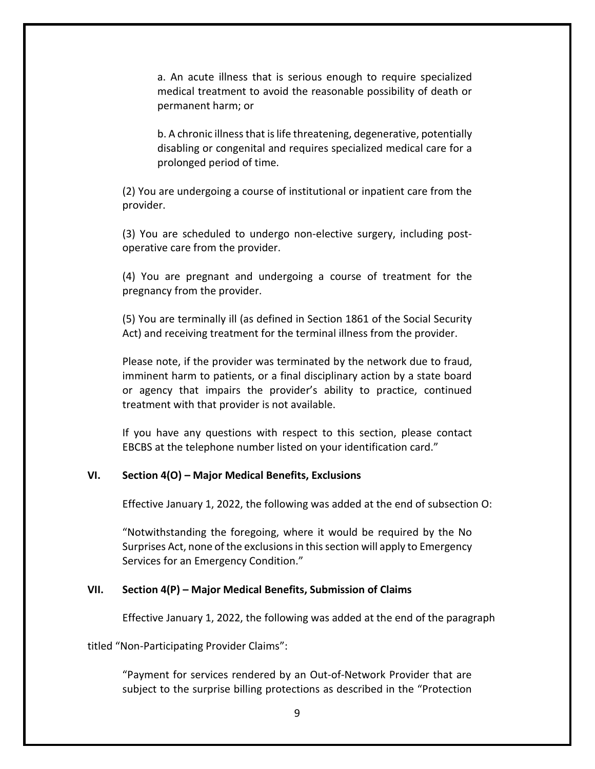a. An acute illness that is serious enough to require specialized medical treatment to avoid the reasonable possibility of death or permanent harm; or

b. A chronic illness that is life threatening, degenerative, potentially disabling or congenital and requires specialized medical care for a prolonged period of time.

(2) You are undergoing a course of institutional or inpatient care from the provider.

(3) You are scheduled to undergo non-elective surgery, including post-operative care from the provider.

(4) You are pregnant and undergoing a course of treatment for the pregnancy from the provider.

(5) You are terminally ill (as defined in Section 1861 of the Social Security Act) and receiving treatment for the terminal illness from the provider.

Please note, if the provider was terminated by the network due to fraud, imminent harm to patients, or a final disciplinary action by a state board or agency that impairs the provider's ability to practice, continued treatment with that provider is not available.

If you have any questions with respect to this section, please contact EBCBS at the telephone number listed on your identification card."

## VI. Section 4(O) – Major Medical Benefits, Exclusions

Effective January 1, 2022, the following was added at the end of subsection O:

"Notwithstanding the foregoing, where it would be required by the No Surprises Act, none of the exclusions in this section will apply to Emergency Services for an Emergency Condition."

## VII. Section 4(P) – Major Medical Benefits, Submission of Claims

Effective January 1, 2022, the following was added at the end of the paragraph titled "Non-Participating Provider Claims":

"Payment for services rendered by an Out-of-Network Provider that are subject to the surprise billing protections as described in the "Protection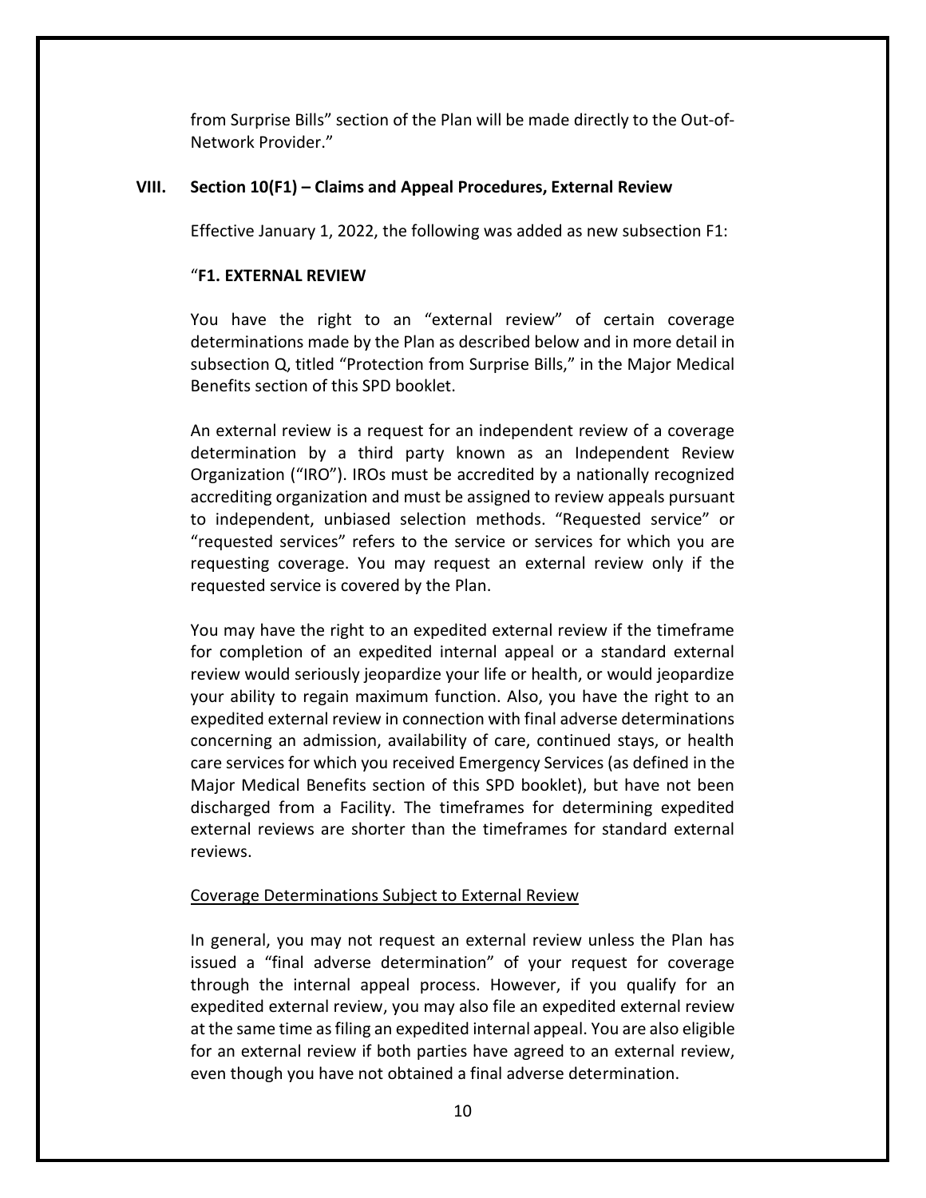from Surprise Bills" section of the Plan will be made directly to the Out-of-Network Provider."

## VIII. Section 10(F1) – Claims and Appeal Procedures, External Review

Effective January 1, 2022, the following was added as new subsection F1:

"**F1. EXTERNAL REVIEW**

You have the right to an "external review" of certain coverage determinations made by the Plan as described below and in more detail in subsection Q, titled "Protection from Surprise Bills," in the Major Medical Benefits section of this SPD booklet.

An external review is a request for an independent review of a coverage determination by a third party known as an Independent Review Organization ("IRO"). IROs must be accredited by a nationally recognized accrediting organization and must be assigned to review appeals pursuant to independent, unbiased selection methods. "Requested service" or "requested services" refers to the service or services for which you are requesting coverage. You may request an external review only if the requested service is covered by the Plan.

You may have the right to an expedited external review if the timeframe for completion of an expedited internal appeal or a standard external review would seriously jeopardize your life or health, or would jeopardize your ability to regain maximum function. Also, you have the right to an expedited external review in connection with final adverse determinations concerning an admission, availability of care, continued stays, or health care services for which you received Emergency Services (as defined in the Major Medical Benefits section of this SPD booklet), but have not been discharged from a Facility. The timeframes for determining expedited external reviews are shorter than the timeframes for standard external reviews.

<u>Coverage Determinations Subject to External Review</u>

In general, you may not request an external review unless the Plan has issued a "final adverse determination" of your request for coverage through the internal appeal process. However, if you qualify for an expedited external review, you may also file an expedited external review at the same time as filing an expedited internal appeal. You are also eligible for an external review if both parties have agreed to an external review, even though you have not obtained a final adverse determination.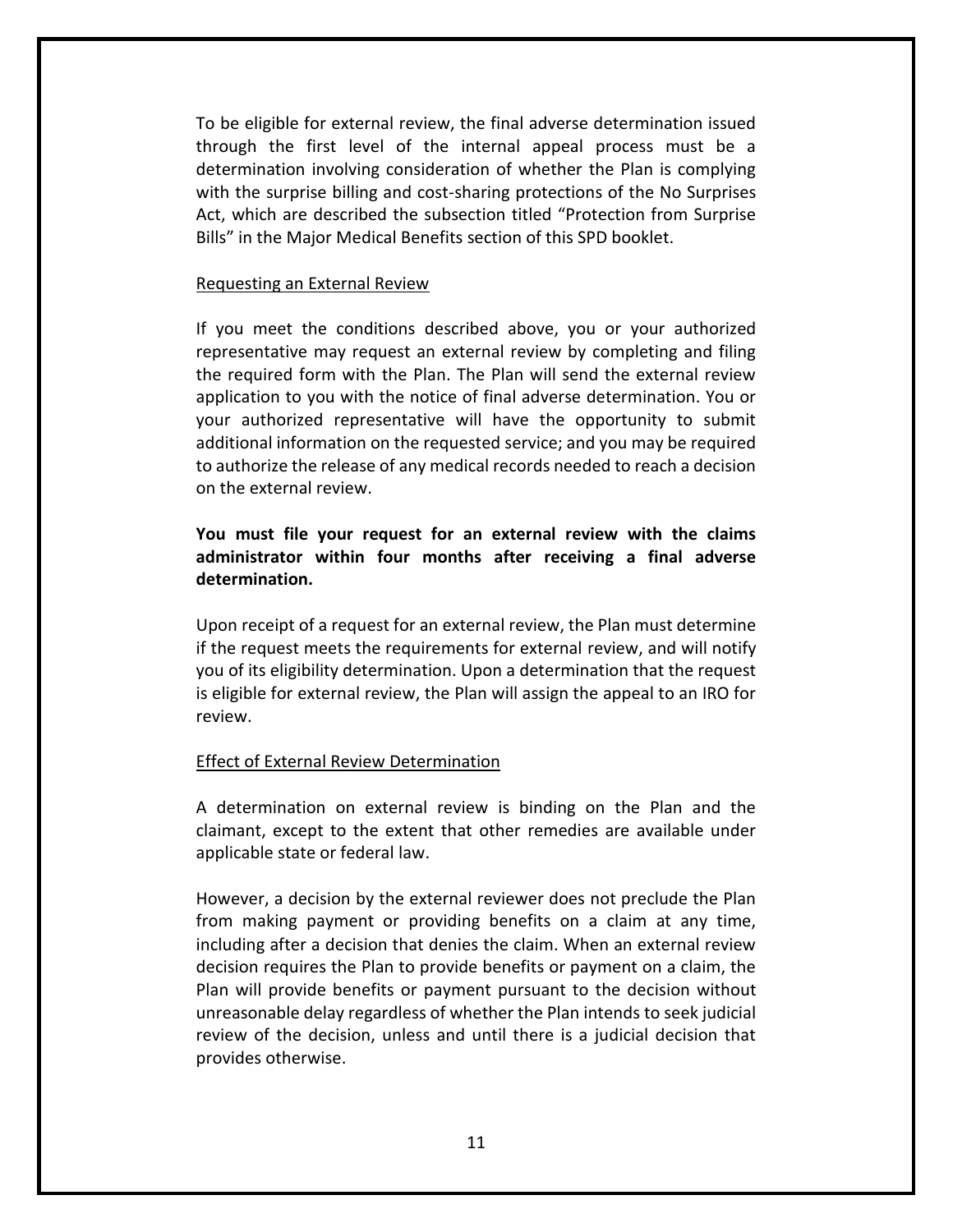To be eligible for external review, the final adverse determination issued through the first level of the internal appeal process must be a determination involving consideration of whether the Plan is complying with the surprise billing and cost-sharing protections of the No Surprises Act, which are described the subsection titled "Protection from Surprise Bills" in the Major Medical Benefits section of this SPD booklet.

Requesting an External Review

If you meet the conditions described above, you or your authorized representative may request an external review by completing and filing the required form with the Plan. The Plan will send the external review application to you with the notice of final adverse determination. You or your authorized representative will have the opportunity to submit additional information on the requested service; and you may be required to authorize the release of any medical records needed to reach a decision on the external review.

**You must file your request for an external review with the claims administrator within four months after receiving a final adverse determination.**

Upon receipt of a request for an external review, the Plan must determine if the request meets the requirements for external review, and will notify you of its eligibility determination. Upon a determination that the request is eligible for external review, the Plan will assign the appeal to an IRO for review.

Effect of External Review Determination

A determination on external review is binding on the Plan and the claimant, except to the extent that other remedies are available under applicable state or federal law.

However, a decision by the external reviewer does not preclude the Plan from making payment or providing benefits on a claim at any time, including after a decision that denies the claim. When an external review decision requires the Plan to provide benefits or payment on a claim, the Plan will provide benefits or payment pursuant to the decision without unreasonable delay regardless of whether the Plan intends to seek judicial review of the decision, unless and until there is a judicial decision that provides otherwise.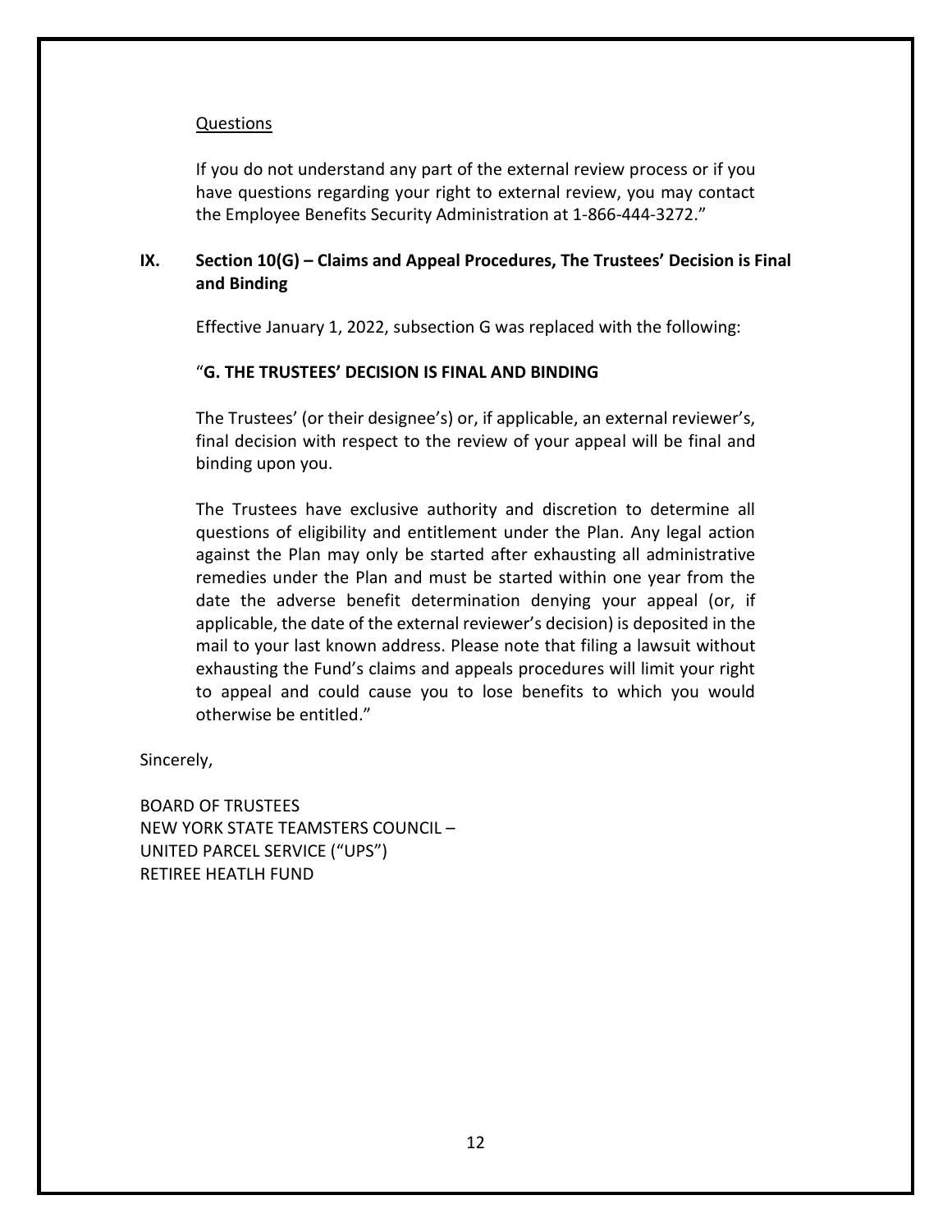Questions

If you do not understand any part of the external review process or if you have questions regarding your right to external review, you may contact the Employee Benefits Security Administration at 1-866-444-3272."

## IX. Section 10(G) – Claims and Appeal Procedures, The Trustees' Decision is Final and Binding

Effective January 1, 2022, subsection G was replaced with the following:

"**G. THE TRUSTEES' DECISION IS FINAL AND BINDING**

The Trustees' (or their designee's) or, if applicable, an external reviewer's, final decision with respect to the review of your appeal will be final and binding upon you.

The Trustees have exclusive authority and discretion to determine all questions of eligibility and entitlement under the Plan. Any legal action against the Plan may only be started after exhausting all administrative remedies under the Plan and must be started within one year from the date the adverse benefit determination denying your appeal (or, if applicable, the date of the external reviewer's decision) is deposited in the mail to your last known address. Please note that filing a lawsuit without exhausting the Fund's claims and appeals procedures will limit your right to appeal and could cause you to lose benefits to which you would otherwise be entitled."

Sincerely,

BOARD OF TRUSTEES
NEW YORK STATE TEAMSTERS COUNCIL –
UNITED PARCEL SERVICE ("UPS")
RETIREE HEATLH FUND